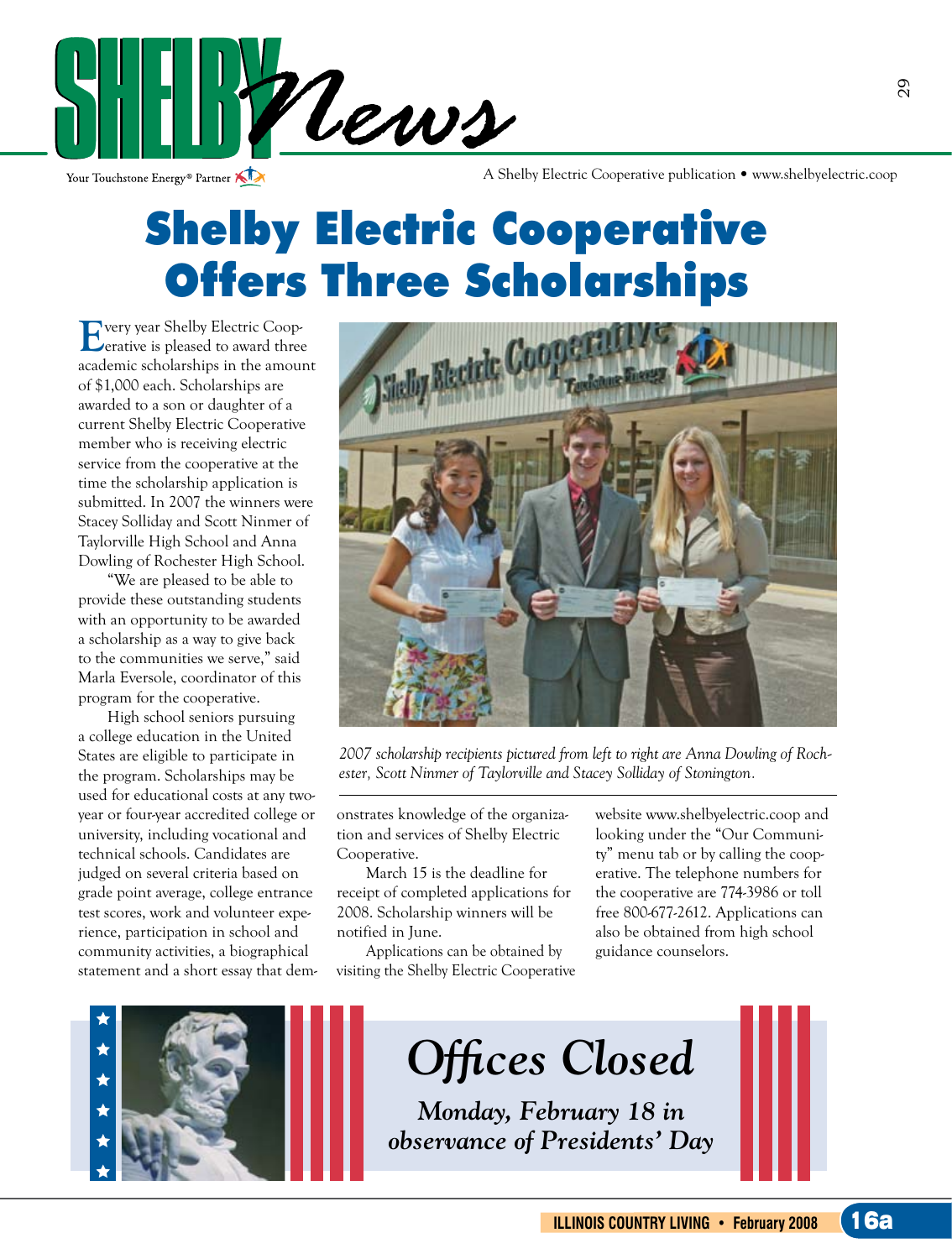# Shelby Electric Cooperative Offers Three Scholarships

Every year Shelby Electric Cooperative is pleased to award three academic scholarships in the amount of $1,000 each. Scholarships are awarded to a son or daughter of a current Shelby Electric Cooperative member who is receiving electric service from the cooperative at the time the scholarship application is submitted. In 2007 the winners were Stacey Solliday and Scott Ninmer of Taylorville High School and Anna Dowling of Rochester High School.

"We are pleased to be able to provide these outstanding students with an opportunity to be awarded a scholarship as a way to give back to the communities we serve," said Marla Eversole, coordinator of this program for the cooperative.

High school seniors pursuing a college education in the United States are eligible to participate in the program. Scholarships may be used for educational costs at any two-year or four-year accredited college or university, including vocational and technical schools. Candidates are judged on several criteria based on grade point average, college entrance test scores, work and volunteer experience, participation in school and community activities, a biographical statement and a short essay that demonstrates knowledge of the organization and services of Shelby Electric Cooperative.

March 15 is the deadline for receipt of completed applications for 2008. Scholarship winners will be notified in June.

Applications can be obtained by visiting the Shelby Electric Cooperative website www.shelbyelectric.coop and looking under the "Our Community" menu tab or by calling the cooperative. The telephone numbers for the cooperative are 774-3986 or toll free 800-677-2612. Applications can also be obtained from high school guidance counselors.

*2007 scholarship recipients pictured from left to right are Anna Dowling of Rochester, Scott Ninmer of Taylorville and Stacey Solliday of Stonington.*

## *Offices Closed*

***Monday, February 18 in observance of Presidents' Day***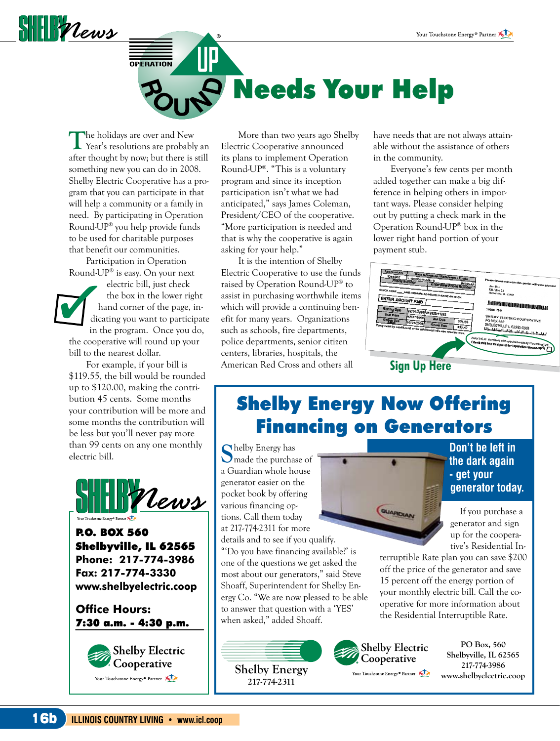# Operation Round UP® Needs Your Help

The holidays are over and New Year's resolutions are probably an after thought by now; but there is still something new you can do in 2008. Shelby Electric Cooperative has a program that you can participate in that will help a community or a family in need. By participating in Operation Round-UP® you help provide funds to be used for charitable purposes that benefit our communities.

Participation in Operation Round-UP® is easy. On your next electric bill, just check the box in the lower right hand corner of the page, indicating you want to participate in the program. Once you do, the cooperative will round up your bill to the nearest dollar.

For example, if your bill is $119.55, the bill would be rounded up to $120.00, making the contribution 45 cents. Some months your contribution will be more and some months the contribution will be less but you'll never pay more than 99 cents on any one monthly electric bill.

More than two years ago Shelby Electric Cooperative announced its plans to implement Operation Round-UP®. "This is a voluntary program and since its inception participation isn't what we had anticipated," says James Coleman, President/CEO of the cooperative. "More participation is needed and that is why the cooperative is again asking for your help."

It is the intention of Shelby Electric Cooperative to use the funds raised by Operation Round-UP® to assist in purchasing worthwhile items which will provide a continuing benefit for many years. Organizations such as schools, fire departments, police departments, senior citizen centers, libraries, hospitals, the American Red Cross and others all have needs that are not always attainable without the assistance of others in the community.

Everyone's few cents per month added together can make a big difference in helping others in important ways. Please consider helping out by putting a check mark in the Operation Round-UP® box in the lower right hand portion of your payment stub.

Sign Up Here

**SHELBY News**

**P.O. BOX 560**
**Shelbyville, IL 62565**
**Phone: 217-774-3986**
**Fax: 217-774-3330**
**www.shelbyelectric.coop**

**Office Hours:**
**7:30 a.m. - 4:30 p.m.**

Shelby Electric Cooperative
Your Touchstone Energy® Partner

## Shelby Energy Now Offering Financing on Generators

Shelby Energy has made the purchase of a Guardian whole house generator easier on the pocket book by offering various financing options. Call them today at 217-774-2311 for more details and to see if you qualify.

"'Do you have financing available?' is one of the questions we get asked the most about our generators," said Steve Shoaff, Superintendent for Shelby Energy Co. "We are now pleased to be able to answer that question with a 'YES' when asked," added Shoaff.

**Don't be left in the dark again - get your generator today.**

If you purchase a generator and sign up for the cooperative's Residential Interruptible Rate plan you can save $200 off the price of the generator and save 15 percent off the energy portion of your monthly electric bill. Call the cooperative for more information about the Residential Interruptible Rate.

Shelby Energy
217-774-2311

Shelby Electric Cooperative
Your Touchstone Energy® Partner

PO Box, 560
Shelbyville, IL 62565
217-774-3986
www.shelbyelectric.coop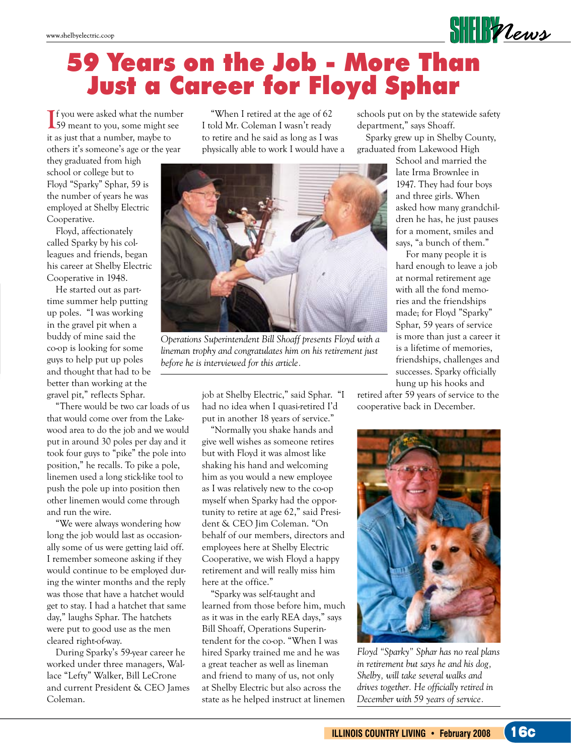# 59 Years on the Job - More Than Just a Career for Floyd Sphar

If you were asked what the number 59 meant to you, some might see it as just that a number, maybe to others it's someone's age or the year they graduated from high school or college but to Floyd "Sparky" Sphar, 59 is the number of years he was employed at Shelby Electric Cooperative.

Floyd, affectionately called Sparky by his colleagues and friends, began his career at Shelby Electric Cooperative in 1948.

He started out as part-time summer help putting up poles. "I was working in the gravel pit when a buddy of mine said the co-op is looking for some guys to help put up poles and thought that had to be better than working at the gravel pit," reflects Sphar.

"There would be two car loads of us that would come over from the Lakewood area to do the job and we would put in around 30 poles per day and it took four guys to "pike" the pole into position," he recalls. To pike a pole, linemen used a long stick-like tool to push the pole up into position then other linemen would come through and run the wire.

"We were always wondering how long the job would last as occasionally some of us were getting laid off. I remember someone asking if they would continue to be employed during the winter months and the reply was those that have a hatchet would get to stay. I had a hatchet that same day," laughs Sphar. The hatchets were put to good use as the men cleared right-of-way.

During Sparky's 59-year career he worked under three managers, Wallace "Lefty" Walker, Bill LeCrone and current President & CEO James Coleman.

"When I retired at the age of 62 I told Mr. Coleman I wasn't ready to retire and he said as long as I was physically able to work I would have a job at Shelby Electric," said Sphar. "I had no idea when I quasi-retired I'd put in another 18 years of service."

*Operations Superintendent Bill Shoaff presents Floyd with a lineman trophy and congratulates him on his retirement just before he is interviewed for this article.*

"Normally you shake hands and give well wishes as someone retires but with Floyd it was almost like shaking his hand and welcoming him as you would a new employee as I was relatively new to the co-op myself when Sparky had the opportunity to retire at age 62," said President & CEO Jim Coleman. "On behalf of our members, directors and employees here at Shelby Electric Cooperative, we wish Floyd a happy retirement and will really miss him here at the office."

"Sparky was self-taught and learned from those before him, much as it was in the early REA days," says Bill Shoaff, Operations Superintendent for the co-op. "When I was hired Sparky trained me and he was a great teacher as well as lineman and friend to many of us, not only at Shelby Electric but also across the state as he helped instruct at linemen schools put on by the statewide safety department," says Shoaff.

Sparky grew up in Shelby County, graduated from Lakewood High School and married the late Irma Brownlee in 1947. They had four boys and three girls. When asked how many grandchildren he has, he just pauses for a moment, smiles and says, "a bunch of them."

For many people it is hard enough to leave a job at normal retirement age with all the fond memories and the friendships made; for Floyd "Sparky" Sphar, 59 years of service is more than just a career it is a lifetime of memories, friendships, challenges and successes. Sparky officially hung up his hooks and retired after 59 years of service to the cooperative back in December.

*Floyd "Sparky" Sphar has no real plans in retirement but says he and his dog, Shelby, will take several walks and drives together. He officially retired in December with 59 years of service.*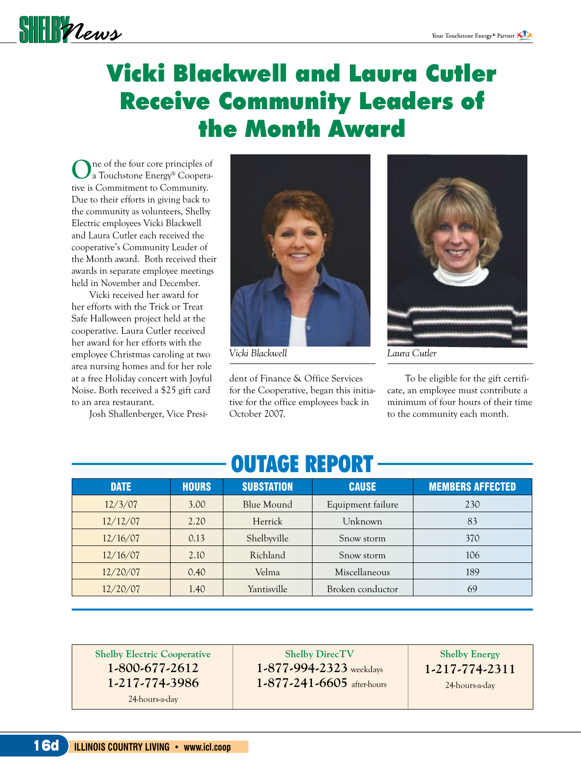# Vicki Blackwell and Laura Cutler Receive Community Leaders of the Month Award

One of the four core principles of a Touchstone Energy® Cooperative is Commitment to Community. Due to their efforts in giving back to the community as volunteers, Shelby Electric employees Vicki Blackwell and Laura Cutler each received the cooperative's Community Leader of the Month award. Both received their awards in separate employee meetings held in November and December.

Vicki received her award for her efforts with the Trick or Treat Safe Halloween project held at the cooperative. Laura Cutler received her award for her efforts with the employee Christmas caroling at two area nursing homes and for her role at a free Holiday concert with Joyful Noise. Both received a $25 gift card to an area restaurant.

Josh Shallenberger, Vice President of Finance & Office Services for the Cooperative, began this initiative for the office employees back in October 2007.

*Vicki Blackwell*

*Laura Cutler*

To be eligible for the gift certificate, an employee must contribute a minimum of four hours of their time to the community each month.

## OUTAGE REPORT

| DATE | HOURS | SUBSTATION | CAUSE | MEMBERS AFFECTED |
|---|---|---|---|---|
| 12/3/07 | 3.00 | Blue Mound | Equipment failure | 230 |
| 12/12/07 | 2.20 | Herrick | Unknown | 83 |
| 12/16/07 | 0.13 | Shelbyville | Snow storm | 370 |
| 12/16/07 | 2.10 | Richland | Snow storm | 106 |
| 12/20/07 | 0.40 | Velma | Miscellaneous | 189 |
| 12/20/07 | 1.40 | Yantisville | Broken conductor | 69 |

| Shelby Electric Cooperative | Shelby DirecTV | Shelby Energy |
|---|---|---|
| 1-800-677-2612<br>1-217-774-3986<br>24-hours-a-day | 1-877-994-2323 weekdays<br>1-877-241-6605 after-hours | 1-217-774-2311<br>24-hours-a-day |